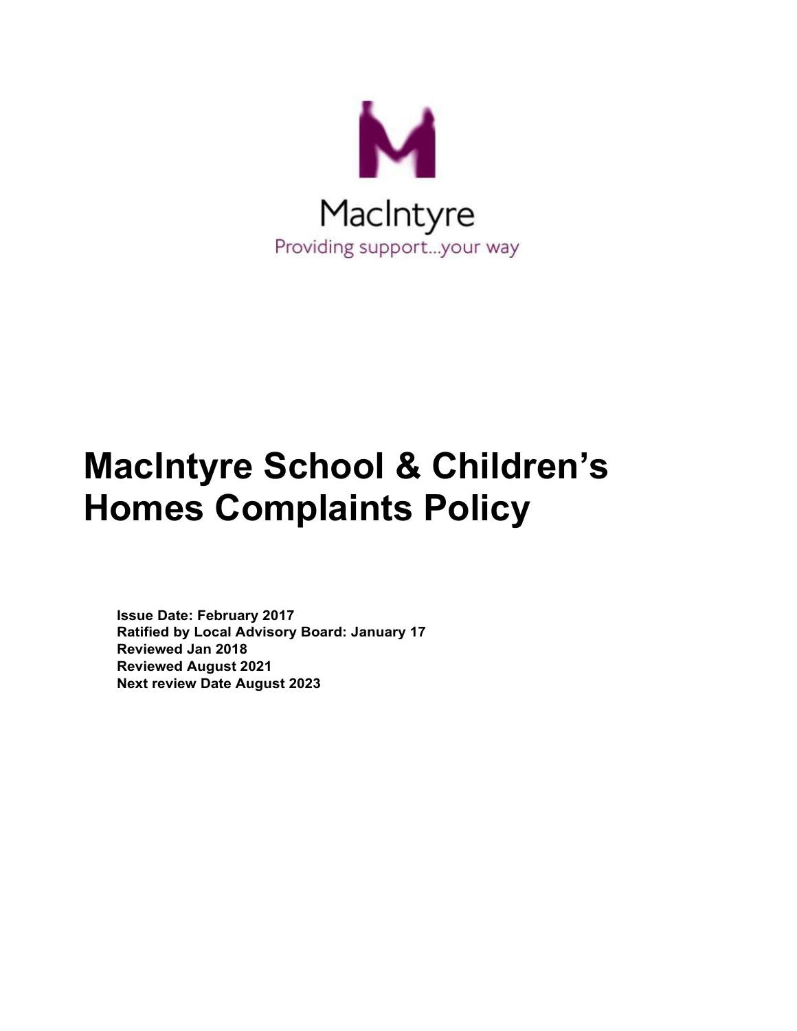MacIntyre

Providing support...your way

# MacIntyre School & Children's Homes Complaints Policy

**Issue Date: February 2017**
**Ratified by Local Advisory Board: January 17**
**Reviewed Jan 2018**
**Reviewed August 2021**
**Next review Date August 2023**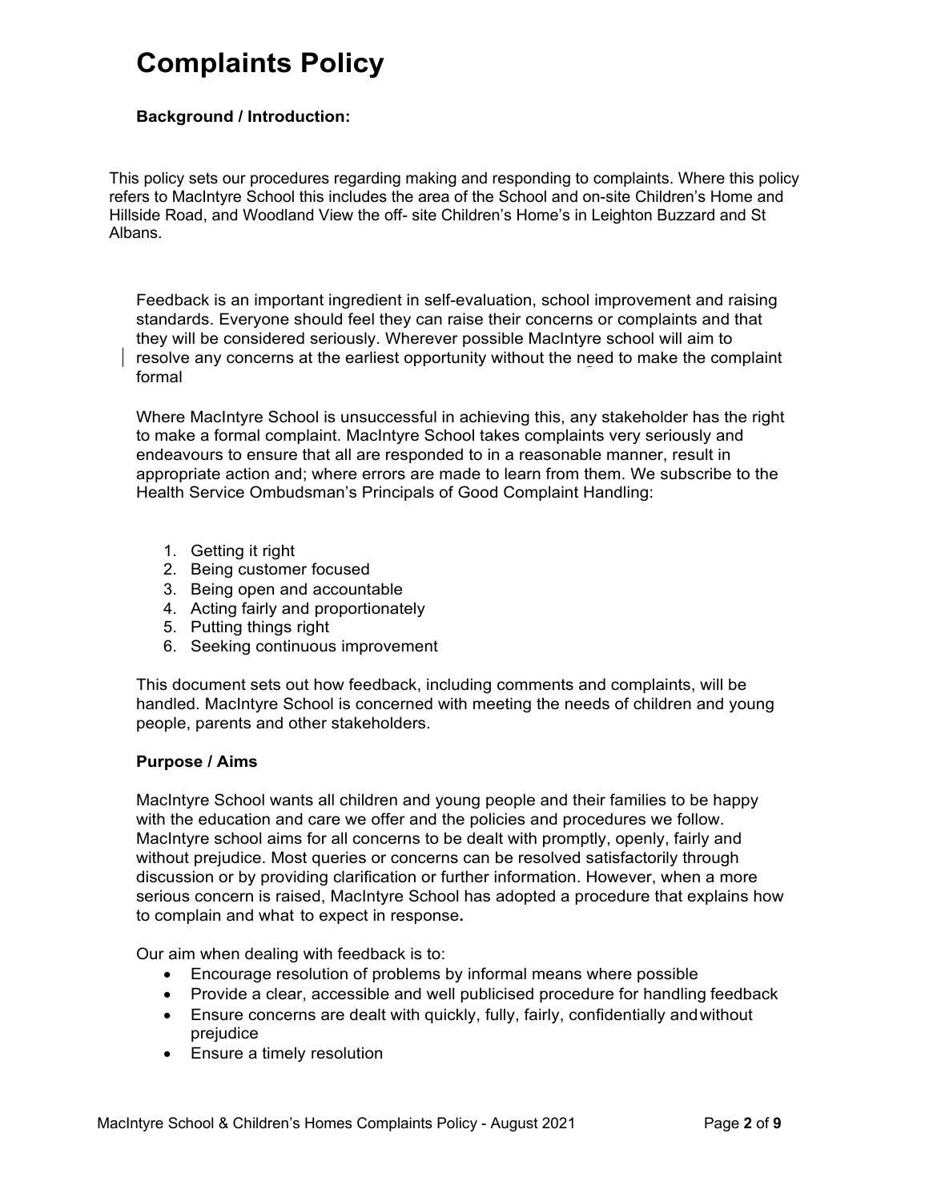# Complaints Policy

**Background / Introduction:**

This policy sets our procedures regarding making and responding to complaints. Where this policy refers to MacIntyre School this includes the area of the School and on-site Children's Home and Hillside Road, and Woodland View the off- site Children's Home's in Leighton Buzzard and St Albans.

Feedback is an important ingredient in self-evaluation, school improvement and raising standards. Everyone should feel they can raise their concerns or complaints and that they will be considered seriously. Wherever possible MacIntyre school will aim to resolve any concerns at the earliest opportunity without the need to make the complaint formal

Where MacIntyre School is unsuccessful in achieving this, any stakeholder has the right to make a formal complaint. MacIntyre School takes complaints very seriously and endeavours to ensure that all are responded to in a reasonable manner, result in appropriate action and; where errors are made to learn from them. We subscribe to the Health Service Ombudsman's Principals of Good Complaint Handling:

1. Getting it right
2. Being customer focused
3. Being open and accountable
4. Acting fairly and proportionately
5. Putting things right
6. Seeking continuous improvement

This document sets out how feedback, including comments and complaints, will be handled. MacIntyre School is concerned with meeting the needs of children and young people, parents and other stakeholders.

**Purpose / Aims**

MacIntyre School wants all children and young people and their families to be happy with the education and care we offer and the policies and procedures we follow. MacIntyre school aims for all concerns to be dealt with promptly, openly, fairly and without prejudice. Most queries or concerns can be resolved satisfactorily through discussion or by providing clarification or further information. However, when a more serious concern is raised, MacIntyre School has adopted a procedure that explains how to complain and what to expect in response**.**

Our aim when dealing with feedback is to:

- Encourage resolution of problems by informal means where possible
- Provide a clear, accessible and well publicised procedure for handling feedback
- Ensure concerns are dealt with quickly, fully, fairly, confidentially and without prejudice
- Ensure a timely resolution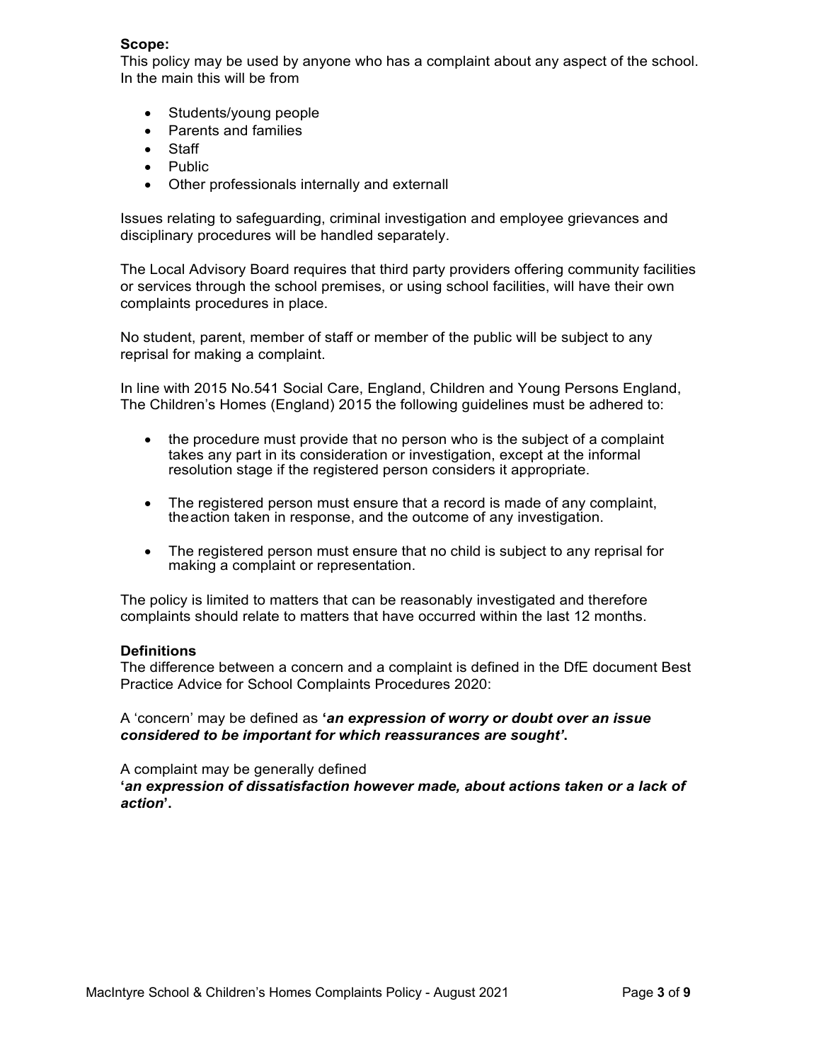**Scope:**

This policy may be used by anyone who has a complaint about any aspect of the school. In the main this will be from

- Students/young people
- Parents and families
- Staff
- Public
- Other professionals internally and externall

Issues relating to safeguarding, criminal investigation and employee grievances and disciplinary procedures will be handled separately.

The Local Advisory Board requires that third party providers offering community facilities or services through the school premises, or using school facilities, will have their own complaints procedures in place.

No student, parent, member of staff or member of the public will be subject to any reprisal for making a complaint.

In line with 2015 No.541 Social Care, England, Children and Young Persons England, The Children's Homes (England) 2015 the following guidelines must be adhered to:

- the procedure must provide that no person who is the subject of a complaint takes any part in its consideration or investigation, except at the informal resolution stage if the registered person considers it appropriate.
- The registered person must ensure that a record is made of any complaint, theaction taken in response, and the outcome of any investigation.
- The registered person must ensure that no child is subject to any reprisal for making a complaint or representation.

The policy is limited to matters that can be reasonably investigated and therefore complaints should relate to matters that have occurred within the last 12 months.

**Definitions**

The difference between a concern and a complaint is defined in the DfE document Best Practice Advice for School Complaints Procedures 2020:

A 'concern' may be defined as **'*an expression of worry or doubt over an issue considered to be important for which reassurances are sought'*.**

A complaint may be generally defined
**'*an expression of dissatisfaction however made, about actions taken or a lack of action*'.**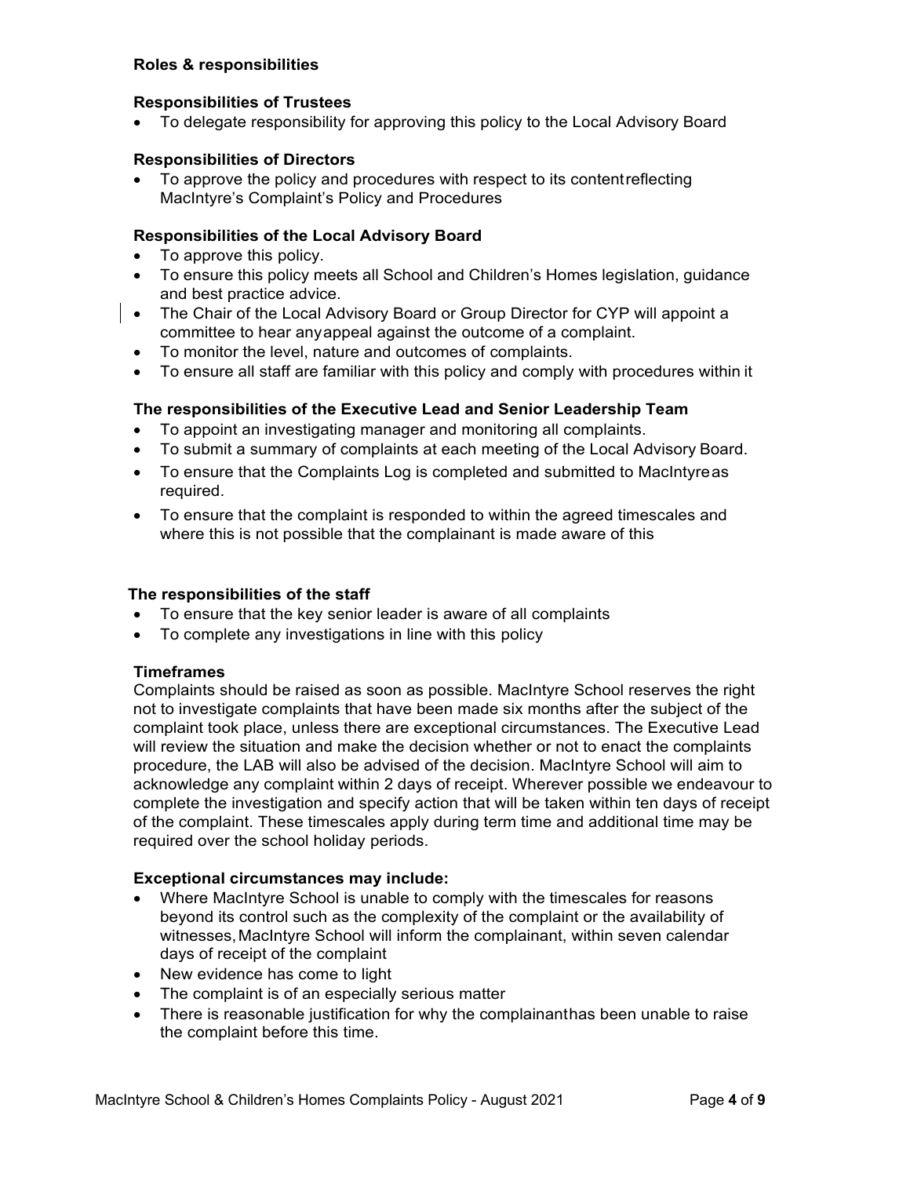**Roles & responsibilities**

**Responsibilities of Trustees**

- To delegate responsibility for approving this policy to the Local Advisory Board

**Responsibilities of Directors**

- To approve the policy and procedures with respect to its content reflecting MacIntyre's Complaint's Policy and Procedures

**Responsibilities of the Local Advisory Board**

- To approve this policy.
- To ensure this policy meets all School and Children's Homes legislation, guidance and best practice advice.
- The Chair of the Local Advisory Board or Group Director for CYP will appoint a committee to hear any appeal against the outcome of a complaint.
- To monitor the level, nature and outcomes of complaints.
- To ensure all staff are familiar with this policy and comply with procedures within it

**The responsibilities of the Executive Lead and Senior Leadership Team**

- To appoint an investigating manager and monitoring all complaints.
- To submit a summary of complaints at each meeting of the Local Advisory Board.
- To ensure that the Complaints Log is completed and submitted to MacIntyre as required.
- To ensure that the complaint is responded to within the agreed timescales and where this is not possible that the complainant is made aware of this

**The responsibilities of the staff**

- To ensure that the key senior leader is aware of all complaints
- To complete any investigations in line with this policy

**Timeframes**

Complaints should be raised as soon as possible. MacIntyre School reserves the right not to investigate complaints that have been made six months after the subject of the complaint took place, unless there are exceptional circumstances. The Executive Lead will review the situation and make the decision whether or not to enact the complaints procedure, the LAB will also be advised of the decision. MacIntyre School will aim to acknowledge any complaint within 2 days of receipt. Wherever possible we endeavour to complete the investigation and specify action that will be taken within ten days of receipt of the complaint. These timescales apply during term time and additional time may be required over the school holiday periods.

**Exceptional circumstances may include:**

- Where MacIntyre School is unable to comply with the timescales for reasons beyond its control such as the complexity of the complaint or the availability of witnesses, MacIntyre School will inform the complainant, within seven calendar days of receipt of the complaint
- New evidence has come to light
- The complaint is of an especially serious matter
- There is reasonable justification for why the complainant has been unable to raise the complaint before this time.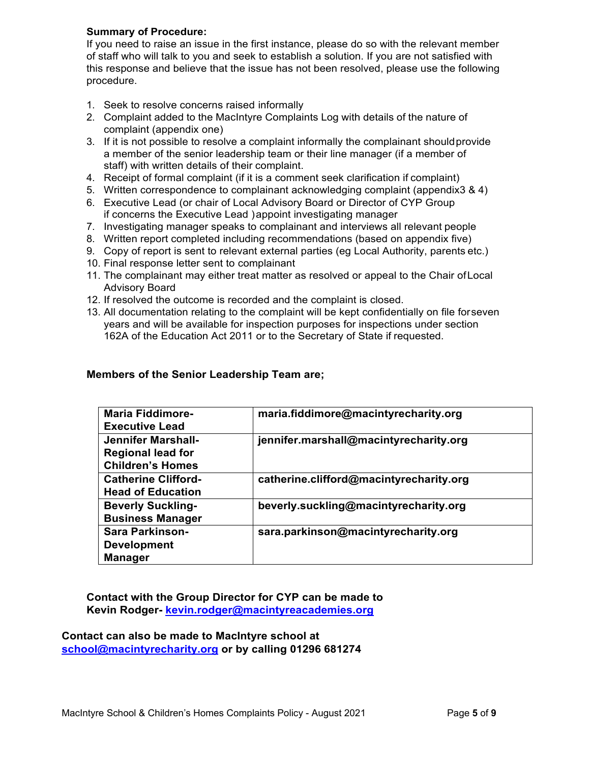**Summary of Procedure:**

If you need to raise an issue in the first instance, please do so with the relevant member of staff who will talk to you and seek to establish a solution. If you are not satisfied with this response and believe that the issue has not been resolved, please use the following procedure.

1. Seek to resolve concerns raised informally
2. Complaint added to the MacIntyre Complaints Log with details of the nature of complaint (appendix one)
3. If it is not possible to resolve a complaint informally the complainant should provide a member of the senior leadership team or their line manager (if a member of staff) with written details of their complaint.
4. Receipt of formal complaint (if it is a comment seek clarification if complaint)
5. Written correspondence to complainant acknowledging complaint (appendix3 & 4)
6. Executive Lead (or chair of Local Advisory Board or Director of CYP Group if concerns the Executive Lead ) appoint investigating manager
7. Investigating manager speaks to complainant and interviews all relevant people
8. Written report completed including recommendations (based on appendix five)
9. Copy of report is sent to relevant external parties (eg Local Authority, parents etc.)
10. Final response letter sent to complainant
11. The complainant may either treat matter as resolved or appeal to the Chair of Local Advisory Board
12. If resolved the outcome is recorded and the complaint is closed.
13. All documentation relating to the complaint will be kept confidentially on file for seven years and will be available for inspection purposes for inspections under section 162A of the Education Act 2011 or to the Secretary of State if requested.

**Members of the Senior Leadership Team are;**

| | |
|---|---|
| **Maria Fiddimore- Executive Lead** | **maria.fiddimore@macintyrecharity.org** |
| **Jennifer Marshall- Regional lead for Children's Homes** | **jennifer.marshall@macintyrecharity.org** |
| **Catherine Clifford- Head of Education** | **catherine.clifford@macintyrecharity.org** |
| **Beverly Suckling- Business Manager** | **beverly.suckling@macintyrecharity.org** |
| **Sara Parkinson- Development Manager** | **sara.parkinson@macintyrecharity.org** |

**Contact with the Group Director for CYP can be made to Kevin Rodger- kevin.rodger@macintyreacademies.org**

**Contact can also be made to MacIntyre school at school@macintyrecharity.org or by calling 01296 681274**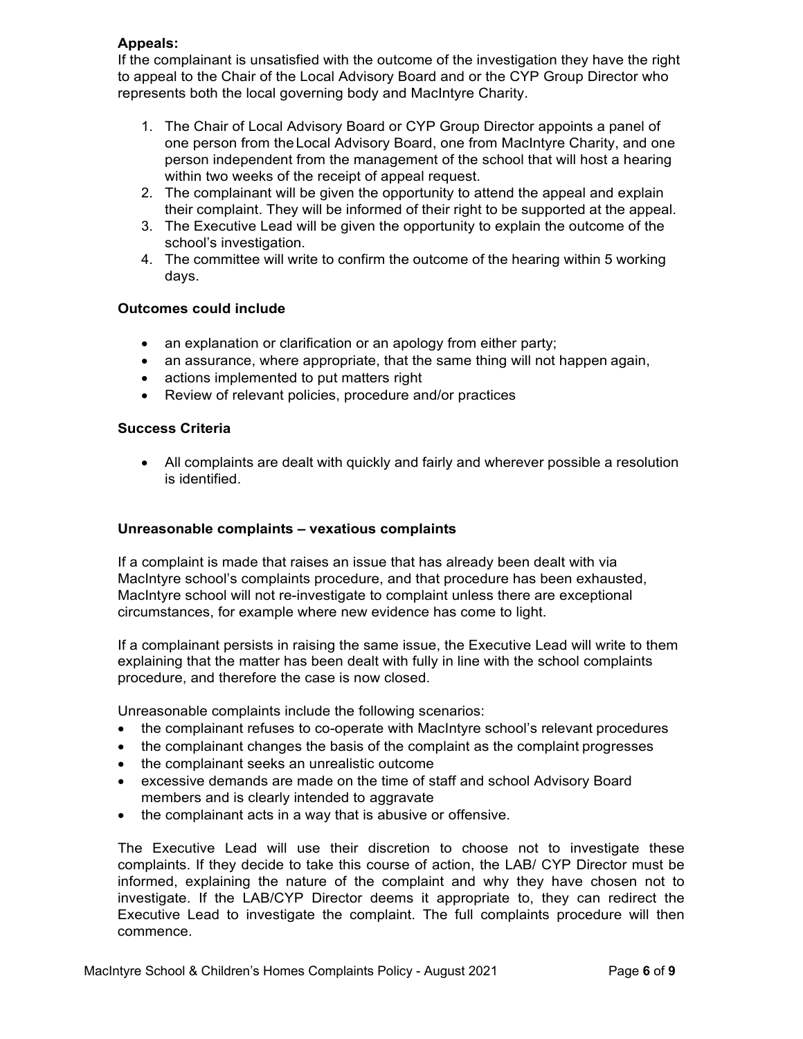**Appeals:**

If the complainant is unsatisfied with the outcome of the investigation they have the right to appeal to the Chair of the Local Advisory Board and or the CYP Group Director who represents both the local governing body and MacIntyre Charity.

1. The Chair of Local Advisory Board or CYP Group Director appoints a panel of one person from the Local Advisory Board, one from MacIntyre Charity, and one person independent from the management of the school that will host a hearing within two weeks of the receipt of appeal request.
2. The complainant will be given the opportunity to attend the appeal and explain their complaint. They will be informed of their right to be supported at the appeal.
3. The Executive Lead will be given the opportunity to explain the outcome of the school's investigation.
4. The committee will write to confirm the outcome of the hearing within 5 working days.

**Outcomes could include**

- an explanation or clarification or an apology from either party;
- an assurance, where appropriate, that the same thing will not happen again,
- actions implemented to put matters right
- Review of relevant policies, procedure and/or practices

**Success Criteria**

- All complaints are dealt with quickly and fairly and wherever possible a resolution is identified.

**Unreasonable complaints – vexatious complaints**

If a complaint is made that raises an issue that has already been dealt with via MacIntyre school's complaints procedure, and that procedure has been exhausted, MacIntyre school will not re-investigate to complaint unless there are exceptional circumstances, for example where new evidence has come to light.

If a complainant persists in raising the same issue, the Executive Lead will write to them explaining that the matter has been dealt with fully in line with the school complaints procedure, and therefore the case is now closed.

Unreasonable complaints include the following scenarios:

- the complainant refuses to co-operate with MacIntyre school's relevant procedures
- the complainant changes the basis of the complaint as the complaint progresses
- the complainant seeks an unrealistic outcome
- excessive demands are made on the time of staff and school Advisory Board members and is clearly intended to aggravate
- the complainant acts in a way that is abusive or offensive.

The Executive Lead will use their discretion to choose not to investigate these complaints. If they decide to take this course of action, the LAB/ CYP Director must be informed, explaining the nature of the complaint and why they have chosen not to investigate. If the LAB/CYP Director deems it appropriate to, they can redirect the Executive Lead to investigate the complaint. The full complaints procedure will then commence.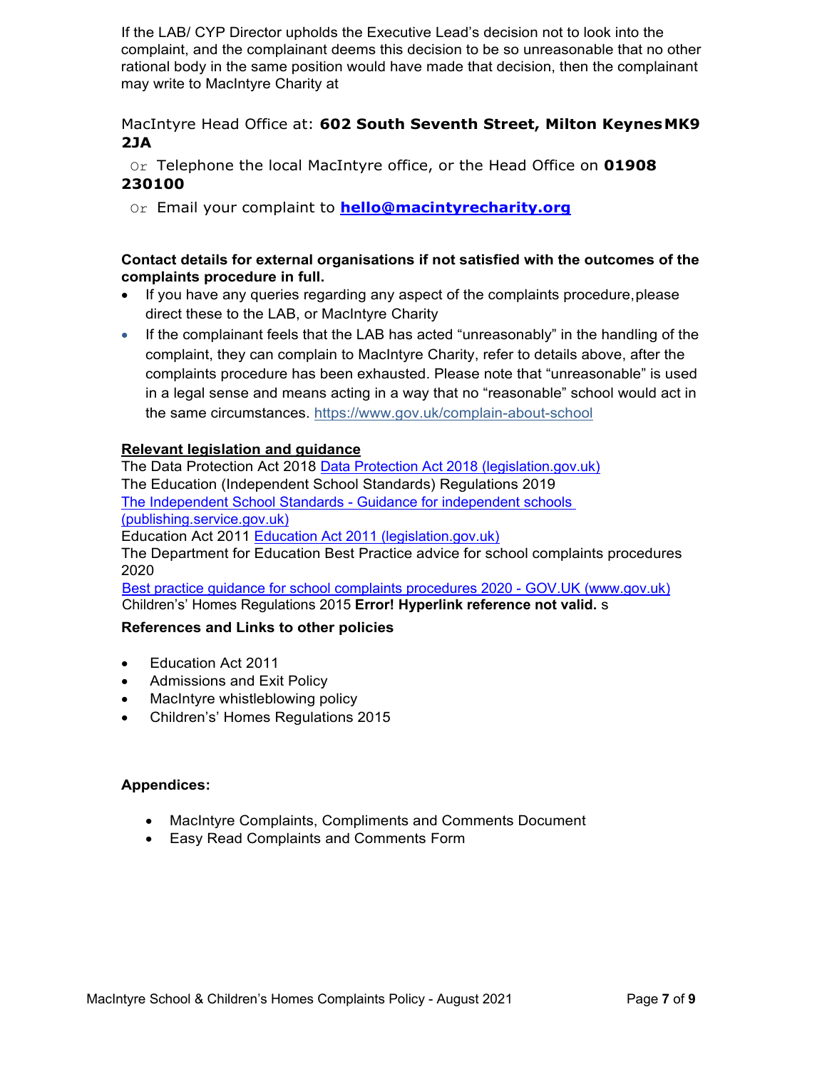If the LAB/ CYP Director upholds the Executive Lead's decision not to look into the complaint, and the complainant deems this decision to be so unreasonable that no other rational body in the same position would have made that decision, then the complainant may write to MacIntyre Charity at

MacIntyre Head Office at: **602 South Seventh Street, Milton Keynes MK9 2JA**

Or Telephone the local MacIntyre office, or the Head Office on **01908 230100**

Or Email your complaint to **[hello@macintyrecharity.org](mailto:hello@macintyrecharity.org)**

**Contact details for external organisations if not satisfied with the outcomes of the complaints procedure in full.**

- If you have any queries regarding any aspect of the complaints procedure, please direct these to the LAB, or MacIntyre Charity
- If the complainant feels that the LAB has acted "unreasonably" in the handling of the complaint, they can complain to MacIntyre Charity, refer to details above, after the complaints procedure has been exhausted. Please note that "unreasonable" is used in a legal sense and means acting in a way that no "reasonable" school would act in the same circumstances. https://www.gov.uk/complain-about-school

**<u>Relevant legislation and guidance</u>**

The Data Protection Act 2018 Data Protection Act 2018 (legislation.gov.uk)
The Education (Independent School Standards) Regulations 2019
The Independent School Standards - Guidance for independent schools (publishing.service.gov.uk)
Education Act 2011 Education Act 2011 (legislation.gov.uk)
The Department for Education Best Practice advice for school complaints procedures 2020
Best practice guidance for school complaints procedures 2020 - GOV.UK (www.gov.uk)
Children's' Homes Regulations 2015 **Error! Hyperlink reference not valid.** s

**References and Links to other policies**

- Education Act 2011
- Admissions and Exit Policy
- MacIntyre whistleblowing policy
- Children's' Homes Regulations 2015

**Appendices:**

- MacIntyre Complaints, Compliments and Comments Document
- Easy Read Complaints and Comments Form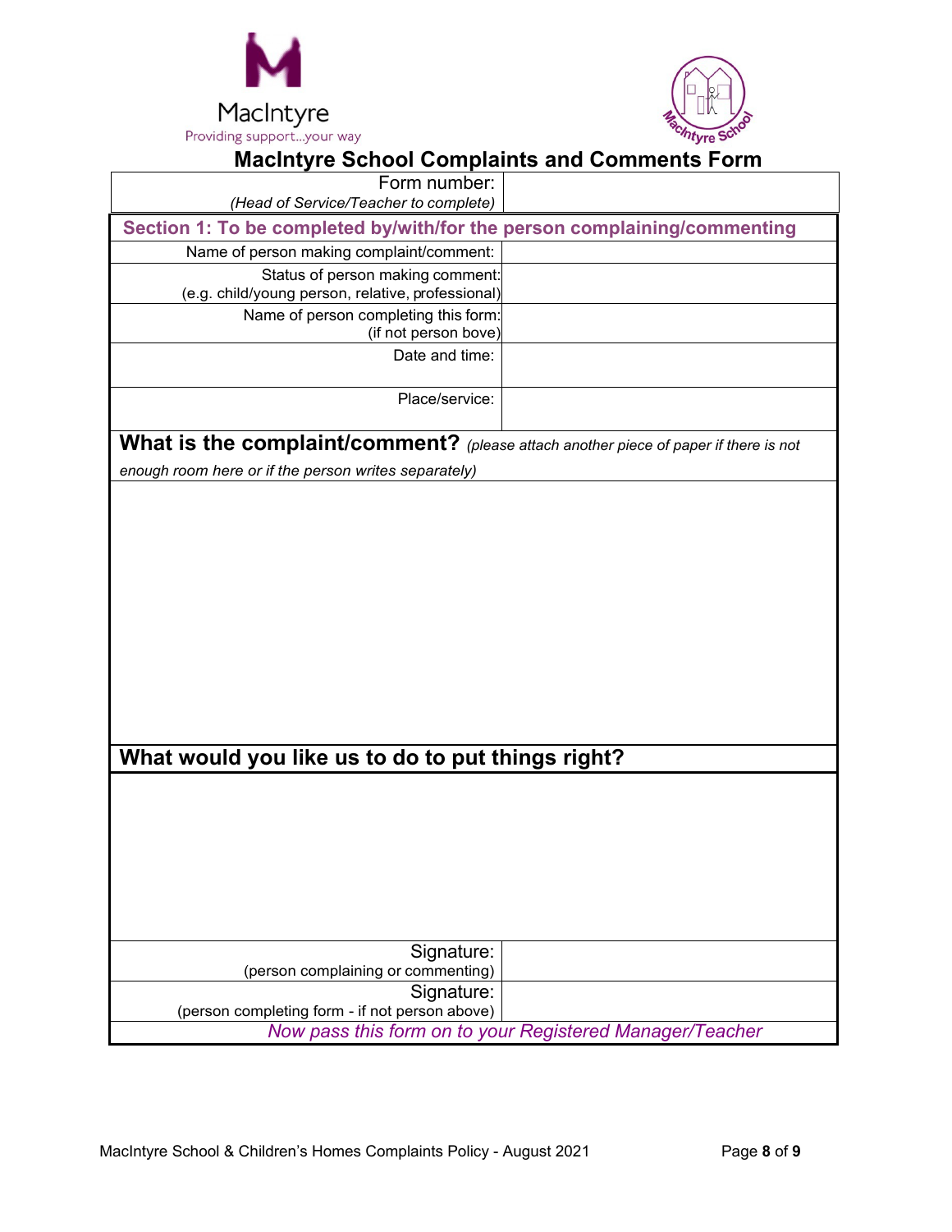MacIntyre

Providing support...your way

# MacIntyre School Complaints and Comments Form

| Form number: *(Head of Service/Teacher to complete)* | |
|---|---|

**Section 1: To be completed by/with/for the person complaining/commenting**

| | |
|---|---|
| Name of person making complaint/comment: | |
| Status of person making comment: (e.g. child/young person, relative, professional) | |
| Name of person completing this form: (if not person bove) | |
| Date and time: | |
| Place/service: | |

**What is the complaint/comment?** *(please attach another piece of paper if there is not enough room here or if the person writes separately)*

**What would you like us to do to put things right?**

| | |
|---|---|
| Signature: (person complaining or commenting) | |
| Signature: (person completing form - if not person above) | |

*Now pass this form on to your Registered Manager/Teacher*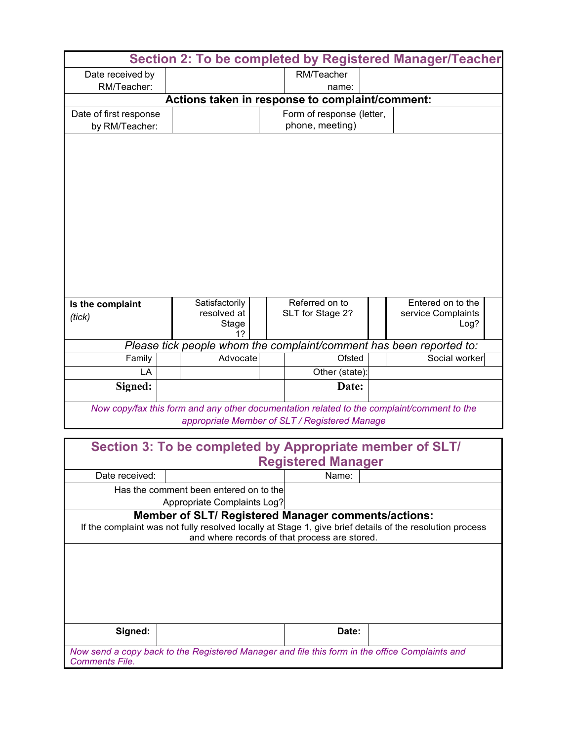## Section 2: To be completed by Registered Manager/Teacher

| | | | |
|---|---|---|---|
| Date received by RM/Teacher: | | RM/Teacher name: | |

**Actions taken in response to complaint/comment:**

| | | | |
|---|---|---|---|
| Date of first response by RM/Teacher: | | Form of response (letter, phone, meeting) | |

| | | | | | | |
|---|---|---|---|---|---|---|
| **Is the complaint** *(tick)* | Satisfactorily resolved at Stage 1? | | Referred on to SLT for Stage 2? | | Entered on to the service Complaints Log? | |

*Please tick people whom the complaint/comment has been reported to:*

| | | | | | | | |
|---|---|---|---|---|---|---|---|
| Family | | Advocate | | Ofsted | | Social worker | |
| LA | | | | Other (state): | | | |

| | | | |
|---|---|---|---|
| **Signed:** | | **Date:** | |

*Now copy/fax this form and any other documentation related to the complaint/comment to the appropriate Member of SLT / Registered Manage*

## Section 3: To be completed by Appropriate member of SLT/ Registered Manager

| | | | |
|---|---|---|---|
| Date received: | | Name: | |
| Has the comment been entered on to the Appropriate Complaints Log? | | | |

**Member of SLT/ Registered Manager comments/actions:**

If the complaint was not fully resolved locally at Stage 1, give brief details of the resolution process and where records of that process are stored.

| | | | |
|---|---|---|---|
| **Signed:** | | **Date:** | |

*Now send a copy back to the Registered Manager and file this form in the office Complaints and Comments File.*